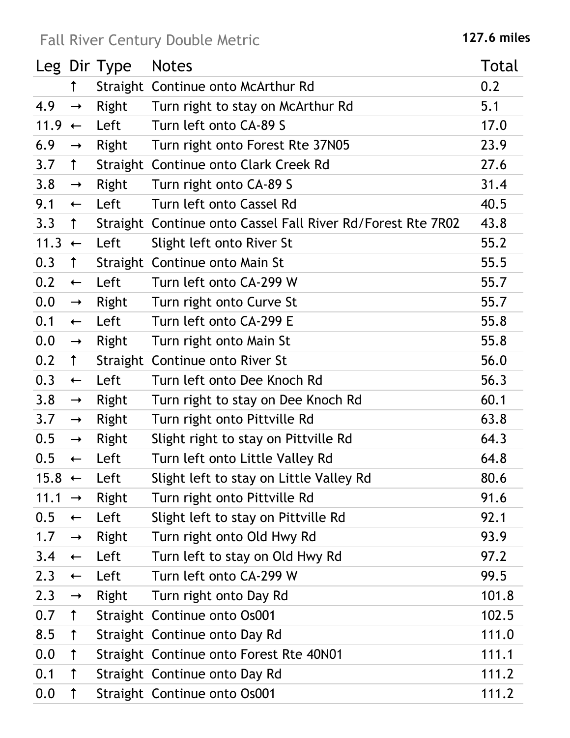## Fall River Century Double Metric

**127.6 miles**

| Leg | Dir | Type | Notes | Total |
|---|---|---|---|---|
| | ↑ | Straight | Continue onto McArthur Rd | 0.2 |
| 4.9 | → | Right | Turn right to stay on McArthur Rd | 5.1 |
| 11.9 | ← | Left | Turn left onto CA-89 S | 17.0 |
| 6.9 | → | Right | Turn right onto Forest Rte 37N05 | 23.9 |
| 3.7 | ↑ | Straight | Continue onto Clark Creek Rd | 27.6 |
| 3.8 | → | Right | Turn right onto CA-89 S | 31.4 |
| 9.1 | ← | Left | Turn left onto Cassel Rd | 40.5 |
| 3.3 | ↑ | Straight | Continue onto Cassel Fall River Rd/Forest Rte 7R02 | 43.8 |
| 11.3 | ← | Left | Slight left onto River St | 55.2 |
| 0.3 | ↑ | Straight | Continue onto Main St | 55.5 |
| 0.2 | ← | Left | Turn left onto CA-299 W | 55.7 |
| 0.0 | → | Right | Turn right onto Curve St | 55.7 |
| 0.1 | ← | Left | Turn left onto CA-299 E | 55.8 |
| 0.0 | → | Right | Turn right onto Main St | 55.8 |
| 0.2 | ↑ | Straight | Continue onto River St | 56.0 |
| 0.3 | ← | Left | Turn left onto Dee Knoch Rd | 56.3 |
| 3.8 | → | Right | Turn right to stay on Dee Knoch Rd | 60.1 |
| 3.7 | → | Right | Turn right onto Pittville Rd | 63.8 |
| 0.5 | → | Right | Slight right to stay on Pittville Rd | 64.3 |
| 0.5 | ← | Left | Turn left onto Little Valley Rd | 64.8 |
| 15.8 | ← | Left | Slight left to stay on Little Valley Rd | 80.6 |
| 11.1 | → | Right | Turn right onto Pittville Rd | 91.6 |
| 0.5 | ← | Left | Slight left to stay on Pittville Rd | 92.1 |
| 1.7 | → | Right | Turn right onto Old Hwy Rd | 93.9 |
| 3.4 | ← | Left | Turn left to stay on Old Hwy Rd | 97.2 |
| 2.3 | ← | Left | Turn left onto CA-299 W | 99.5 |
| 2.3 | → | Right | Turn right onto Day Rd | 101.8 |
| 0.7 | ↑ | Straight | Continue onto Os001 | 102.5 |
| 8.5 | ↑ | Straight | Continue onto Day Rd | 111.0 |
| 0.0 | ↑ | Straight | Continue onto Forest Rte 40N01 | 111.1 |
| 0.1 | ↑ | Straight | Continue onto Day Rd | 111.2 |
| 0.0 | ↑ | Straight | Continue onto Os001 | 111.2 |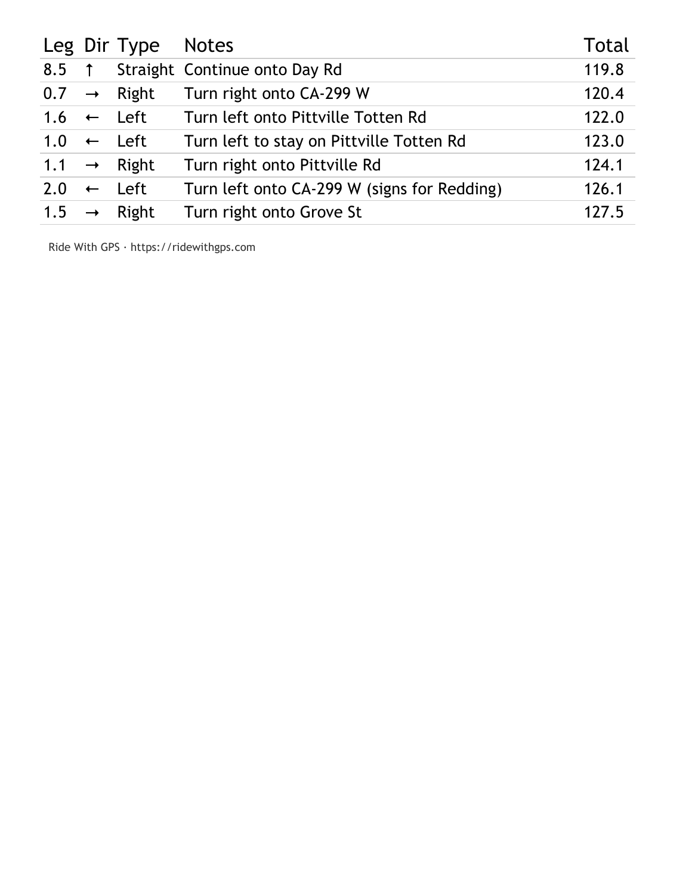| Leg | Dir | Type | Notes | Total |
|---|---|---|---|---|
| 8.5 | ↑ | Straight | Continue onto Day Rd | 119.8 |
| 0.7 | → | Right | Turn right onto CA-299 W | 120.4 |
| 1.6 | ← | Left | Turn left onto Pittville Totten Rd | 122.0 |
| 1.0 | ← | Left | Turn left to stay on Pittville Totten Rd | 123.0 |
| 1.1 | → | Right | Turn right onto Pittville Rd | 124.1 |
| 2.0 | ← | Left | Turn left onto CA-299 W (signs for Redding) | 126.1 |
| 1.5 | → | Right | Turn right onto Grove St | 127.5 |

Ride With GPS · https://ridewithgps.com